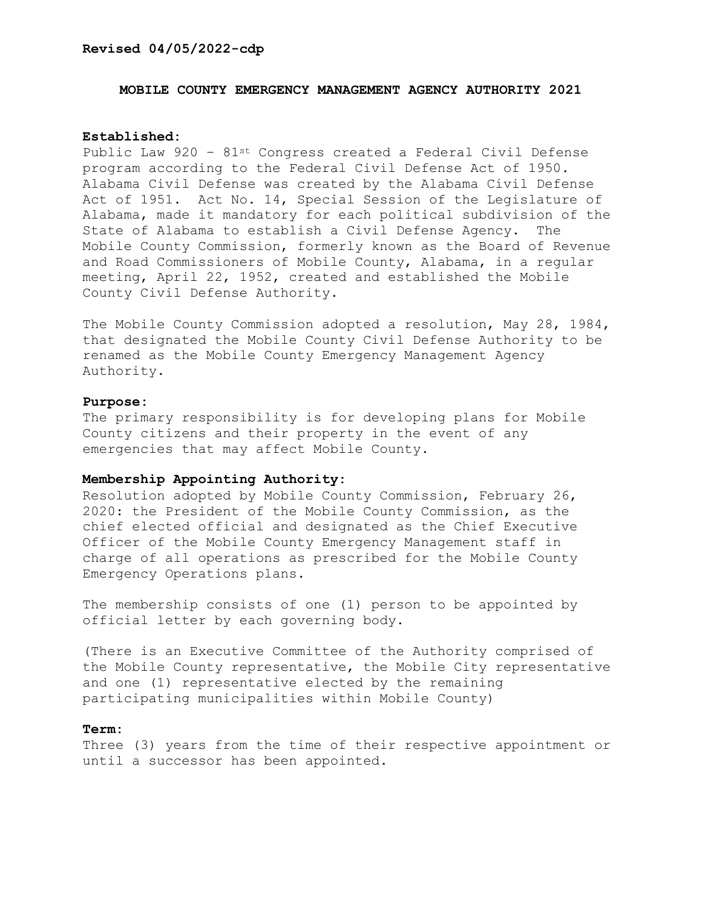**Revised 04/05/2022-cdp**

# MOBILE COUNTY EMERGENCY MANAGEMENT AGENCY AUTHORITY 2021

**Established:**
Public Law 920 – 81st Congress created a Federal Civil Defense program according to the Federal Civil Defense Act of 1950. Alabama Civil Defense was created by the Alabama Civil Defense Act of 1951. Act No. 14, Special Session of the Legislature of Alabama, made it mandatory for each political subdivision of the State of Alabama to establish a Civil Defense Agency. The Mobile County Commission, formerly known as the Board of Revenue and Road Commissioners of Mobile County, Alabama, in a regular meeting, April 22, 1952, created and established the Mobile County Civil Defense Authority.

The Mobile County Commission adopted a resolution, May 28, 1984, that designated the Mobile County Civil Defense Authority to be renamed as the Mobile County Emergency Management Agency Authority.

**Purpose:**
The primary responsibility is for developing plans for Mobile County citizens and their property in the event of any emergencies that may affect Mobile County.

**Membership Appointing Authority:**
Resolution adopted by Mobile County Commission, February 26, 2020: the President of the Mobile County Commission, as the chief elected official and designated as the Chief Executive Officer of the Mobile County Emergency Management staff in charge of all operations as prescribed for the Mobile County Emergency Operations plans.

The membership consists of one (1) person to be appointed by official letter by each governing body.

(There is an Executive Committee of the Authority comprised of the Mobile County representative, the Mobile City representative and one (1) representative elected by the remaining participating municipalities within Mobile County)

**Term:**
Three (3) years from the time of their respective appointment or until a successor has been appointed.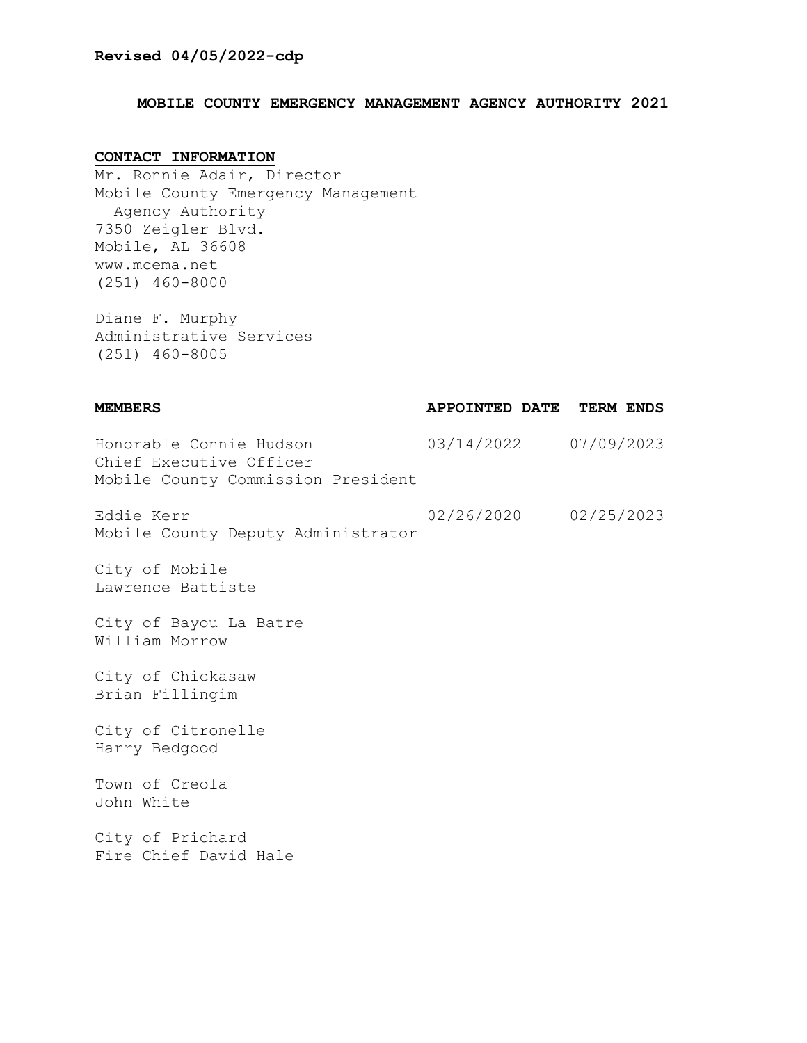**Revised 04/05/2022-cdp**

## MOBILE COUNTY EMERGENCY MANAGEMENT AGENCY AUTHORITY 2021

**CONTACT INFORMATION**

Mr. Ronnie Adair, Director
Mobile County Emergency Management Agency Authority
7350 Zeigler Blvd.
Mobile, AL 36608
www.mcema.net
(251) 460-8000

Diane F. Murphy
Administrative Services
(251) 460-8005

| MEMBERS | APPOINTED DATE | TERM ENDS |
|---|---|---|
| Honorable Connie Hudson<br>Chief Executive Officer<br>Mobile County Commission President | 03/14/2022 | 07/09/2023 |
| Eddie Kerr<br>Mobile County Deputy Administrator | 02/26/2020 | 02/25/2023 |
| City of Mobile<br>Lawrence Battiste | | |
| City of Bayou La Batre<br>William Morrow | | |
| City of Chickasaw<br>Brian Fillingim | | |
| City of Citronelle<br>Harry Bedgood | | |
| Town of Creola<br>John White | | |
| City of Prichard<br>Fire Chief David Hale | | |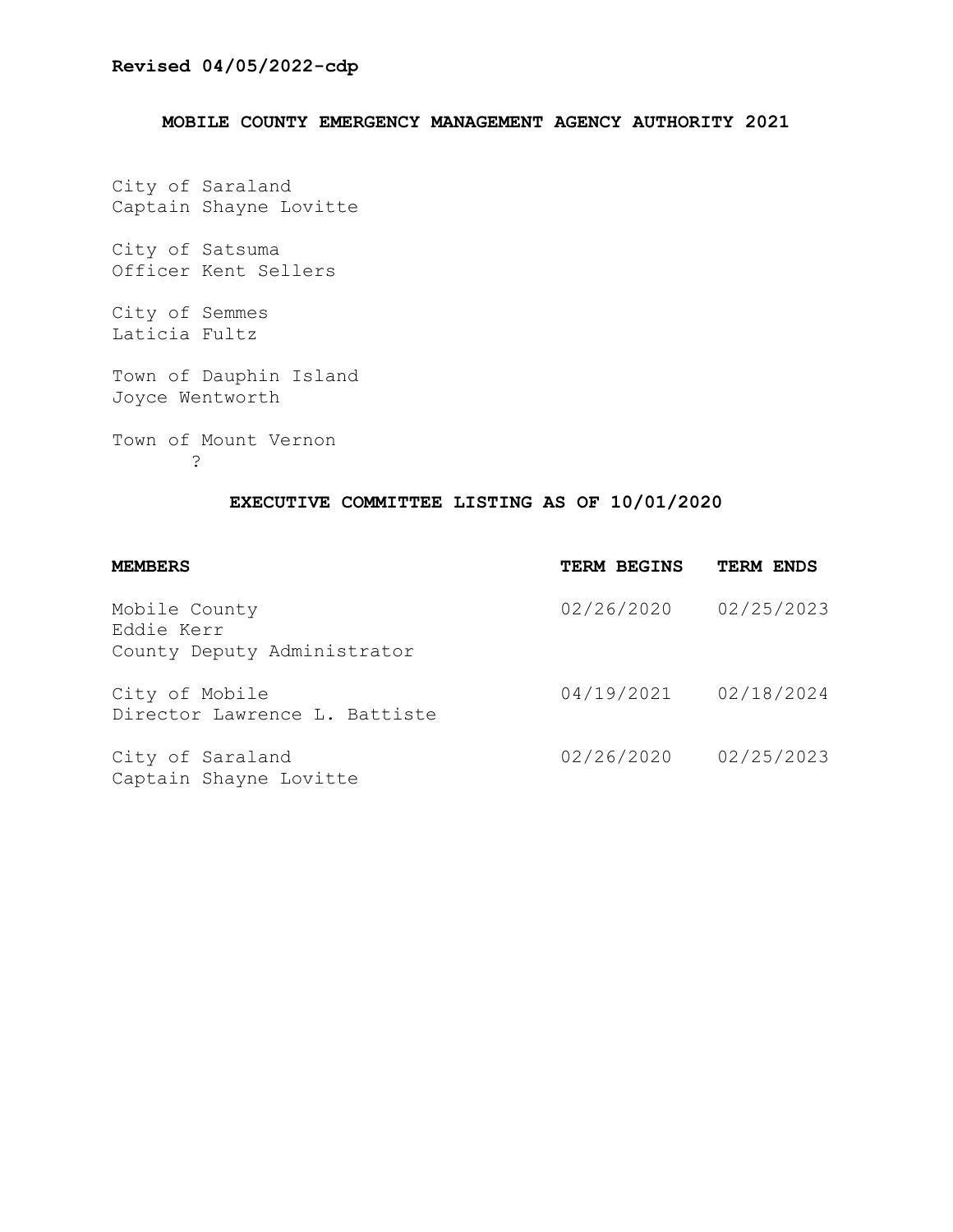**Revised 04/05/2022-cdp**

## MOBILE COUNTY EMERGENCY MANAGEMENT AGENCY AUTHORITY 2021

City of Saraland
Captain Shayne Lovitte

City of Satsuma
Officer Kent Sellers

City of Semmes
Laticia Fultz

Town of Dauphin Island
Joyce Wentworth

Town of Mount Vernon
?

## EXECUTIVE COMMITTEE LISTING AS OF 10/01/2020

| MEMBERS | TERM BEGINS | TERM ENDS |
|---|---|---|
| Mobile County<br>Eddie Kerr<br>County Deputy Administrator | 02/26/2020 | 02/25/2023 |
| City of Mobile<br>Director Lawrence L. Battiste | 04/19/2021 | 02/18/2024 |
| City of Saraland<br>Captain Shayne Lovitte | 02/26/2020 | 02/25/2023 |